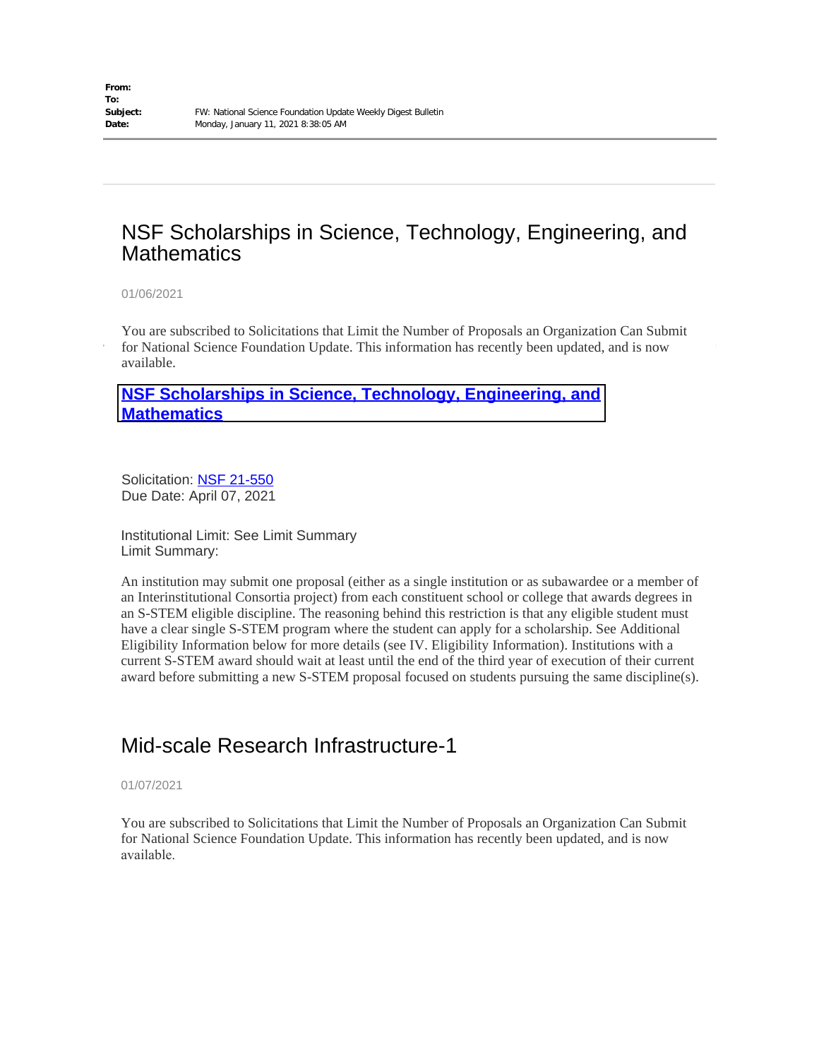**From:**
**To:**
**Subject:** FW: National Science Foundation Update Weekly Digest Bulletin
**Date:** Monday, January 11, 2021 8:38:05 AM

## NSF Scholarships in Science, Technology, Engineering, and Mathematics

01/06/2021

You are subscribed to Solicitations that Limit the Number of Proposals an Organization Can Submit for National Science Foundation Update. This information has recently been updated, and is now available.

**NSF Scholarships in Science, Technology, Engineering, and Mathematics**

Solicitation: NSF 21-550
Due Date: April 07, 2021

Institutional Limit: See Limit Summary
Limit Summary:

An institution may submit one proposal (either as a single institution or as subawardee or a member of an Interinstitutional Consortia project) from each constituent school or college that awards degrees in an S-STEM eligible discipline. The reasoning behind this restriction is that any eligible student must have a clear single S-STEM program where the student can apply for a scholarship. See Additional Eligibility Information below for more details (see IV. Eligibility Information). Institutions with a current S-STEM award should wait at least until the end of the third year of execution of their current award before submitting a new S-STEM proposal focused on students pursuing the same discipline(s).

## Mid-scale Research Infrastructure-1

01/07/2021

You are subscribed to Solicitations that Limit the Number of Proposals an Organization Can Submit for National Science Foundation Update. This information has recently been updated, and is now available.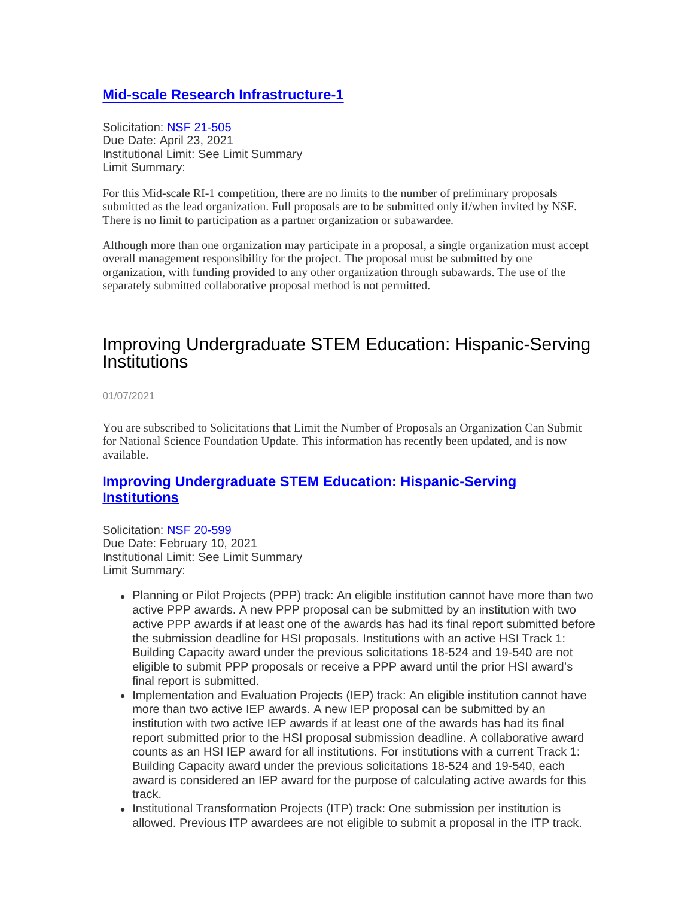### [Mid-scale Research Infrastructure-1]

Solicitation: NSF 21-505
Due Date: April 23, 2021
Institutional Limit: See Limit Summary
Limit Summary:

For this Mid-scale RI-1 competition, there are no limits to the number of preliminary proposals submitted as the lead organization. Full proposals are to be submitted only if/when invited by NSF. There is no limit to participation as a partner organization or subawardee.

Although more than one organization may participate in a proposal, a single organization must accept overall management responsibility for the project. The proposal must be submitted by one organization, with funding provided to any other organization through subawards. The use of the separately submitted collaborative proposal method is not permitted.

## Improving Undergraduate STEM Education: Hispanic-Serving Institutions

01/07/2021

You are subscribed to Solicitations that Limit the Number of Proposals an Organization Can Submit for National Science Foundation Update. This information has recently been updated, and is now available.

### Improving Undergraduate STEM Education: Hispanic-Serving Institutions

Solicitation: NSF 20-599
Due Date: February 10, 2021
Institutional Limit: See Limit Summary
Limit Summary:

- Planning or Pilot Projects (PPP) track: An eligible institution cannot have more than two active PPP awards. A new PPP proposal can be submitted by an institution with two active PPP awards if at least one of the awards has had its final report submitted before the submission deadline for HSI proposals. Institutions with an active HSI Track 1: Building Capacity award under the previous solicitations 18-524 and 19-540 are not eligible to submit PPP proposals or receive a PPP award until the prior HSI award's final report is submitted.
- Implementation and Evaluation Projects (IEP) track: An eligible institution cannot have more than two active IEP awards. A new IEP proposal can be submitted by an institution with two active IEP awards if at least one of the awards has had its final report submitted prior to the HSI proposal submission deadline. A collaborative award counts as an HSI IEP award for all institutions. For institutions with a current Track 1: Building Capacity award under the previous solicitations 18-524 and 19-540, each award is considered an IEP award for the purpose of calculating active awards for this track.
- Institutional Transformation Projects (ITP) track: One submission per institution is allowed. Previous ITP awardees are not eligible to submit a proposal in the ITP track.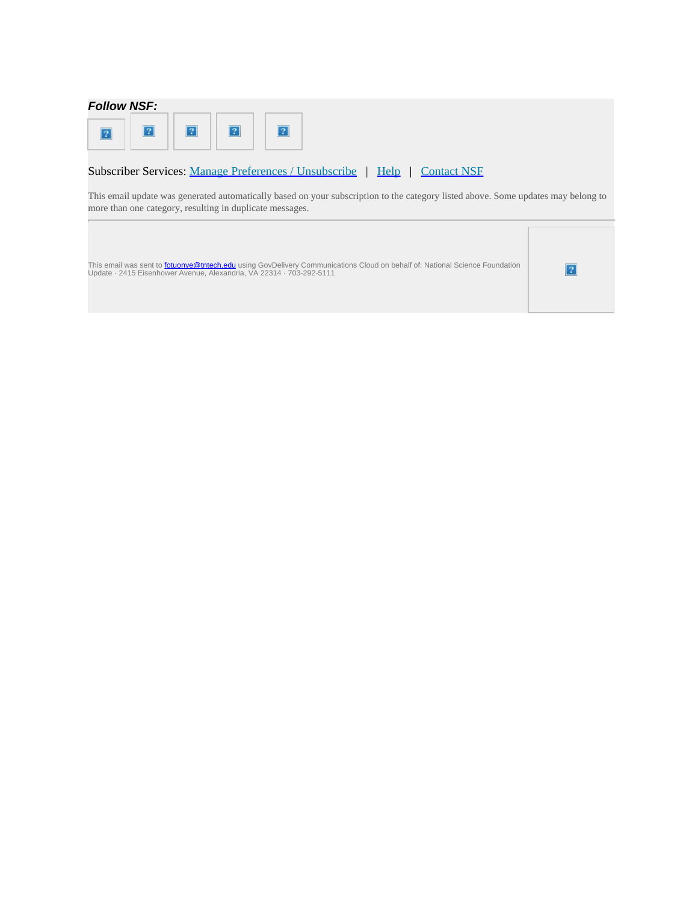***Follow NSF:***

Subscriber Services: Manage Preferences / Unsubscribe | Help | Contact NSF

This email update was generated automatically based on your subscription to the category listed above. Some updates may belong to more than one category, resulting in duplicate messages.

---

This email was sent to fotuonye@tntech.edu using GovDelivery Communications Cloud on behalf of: National Science Foundation Update · 2415 Eisenhower Avenue, Alexandria, VA 22314 · 703-292-5111